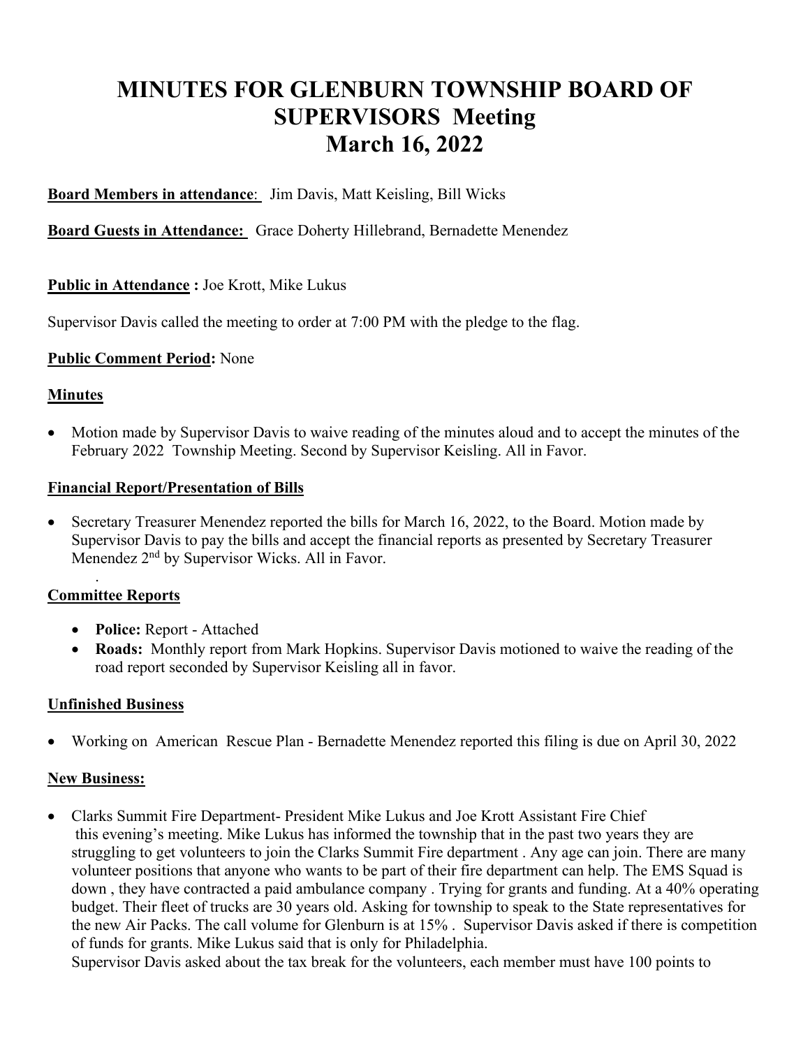# MINUTES FOR GLENBURN TOWNSHIP BOARD OF SUPERVISORS Meeting March 16, 2022

**Board Members in attendance**: Jim Davis, Matt Keisling, Bill Wicks

**Board Guests in Attendance:** Grace Doherty Hillebrand, Bernadette Menendez

**Public in Attendance :** Joe Krott, Mike Lukus

Supervisor Davis called the meeting to order at 7:00 PM with the pledge to the flag.

**Public Comment Period:** None

**Minutes**

- Motion made by Supervisor Davis to waive reading of the minutes aloud and to accept the minutes of the February 2022 Township Meeting. Second by Supervisor Keisling. All in Favor.

**Financial Report/Presentation of Bills**

- Secretary Treasurer Menendez reported the bills for March 16, 2022, to the Board. Motion made by Supervisor Davis to pay the bills and accept the financial reports as presented by Secretary Treasurer Menendez 2nd by Supervisor Wicks. All in Favor.

.

**Committee Reports**

- **Police:** Report - Attached
- **Roads:** Monthly report from Mark Hopkins. Supervisor Davis motioned to waive the reading of the road report seconded by Supervisor Keisling all in favor.

**Unfinished Business**

- Working on American Rescue Plan - Bernadette Menendez reported this filing is due on April 30, 2022

**New Business:**

- Clarks Summit Fire Department- President Mike Lukus and Joe Krott Assistant Fire Chief this evening's meeting. Mike Lukus has informed the township that in the past two years they are struggling to get volunteers to join the Clarks Summit Fire department . Any age can join. There are many volunteer positions that anyone who wants to be part of their fire department can help. The EMS Squad is down , they have contracted a paid ambulance company . Trying for grants and funding. At a 40% operating budget. Their fleet of trucks are 30 years old. Asking for township to speak to the State representatives for the new Air Packs. The call volume for Glenburn is at 15% . Supervisor Davis asked if there is competition of funds for grants. Mike Lukus said that is only for Philadelphia.

  Supervisor Davis asked about the tax break for the volunteers, each member must have 100 points to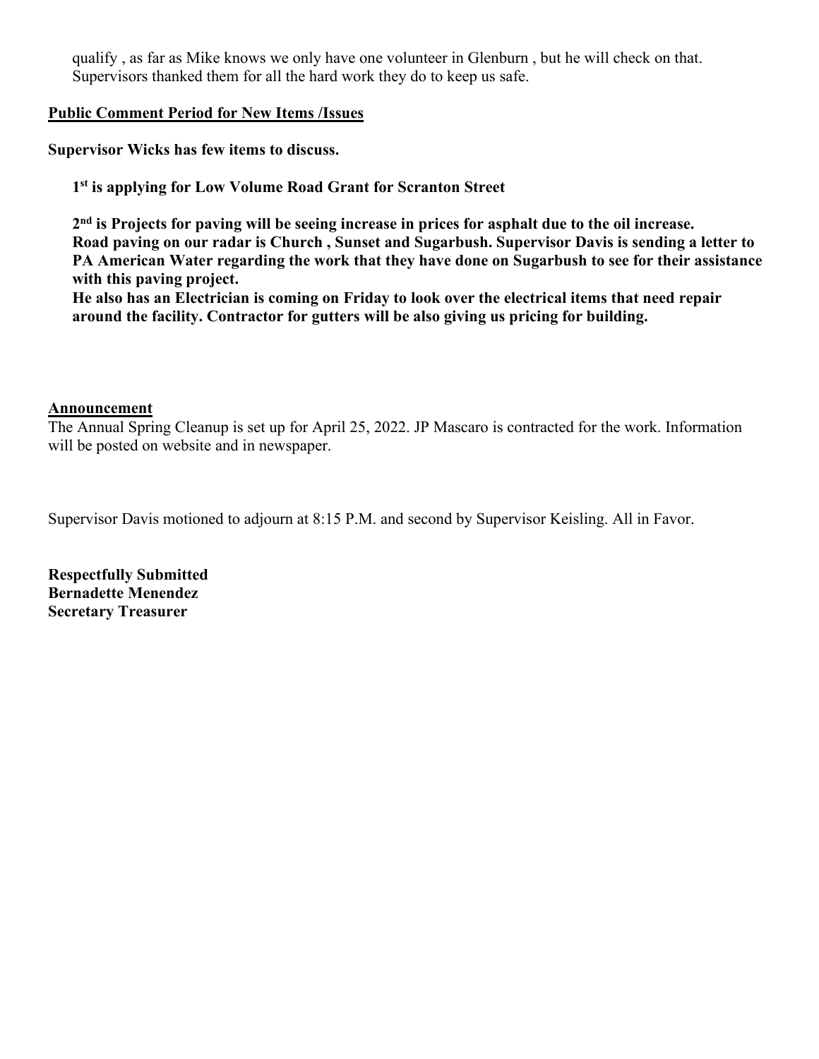qualify , as far as Mike knows we only have one volunteer in Glenburn , but he will check on that. Supervisors thanked them for all the hard work they do to keep us safe.

**Public Comment Period for New Items /Issues**

**Supervisor Wicks has few items to discuss.**

**1st is applying for Low Volume Road Grant for Scranton Street**

**2nd is Projects for paving will be seeing increase in prices for asphalt due to the oil increase. Road paving on our radar is Church , Sunset and Sugarbush. Supervisor Davis is sending a letter to PA American Water regarding the work that they have done on Sugarbush to see for their assistance with this paving project.**
**He also has an Electrician is coming on Friday to look over the electrical items that need repair around the facility. Contractor for gutters will be also giving us pricing for building.**

**Announcement**

The Annual Spring Cleanup is set up for April 25, 2022. JP Mascaro is contracted for the work. Information will be posted on website and in newspaper.

Supervisor Davis motioned to adjourn at 8:15 P.M. and second by Supervisor Keisling. All in Favor.

**Respectfully Submitted**
**Bernadette Menendez**
**Secretary Treasurer**